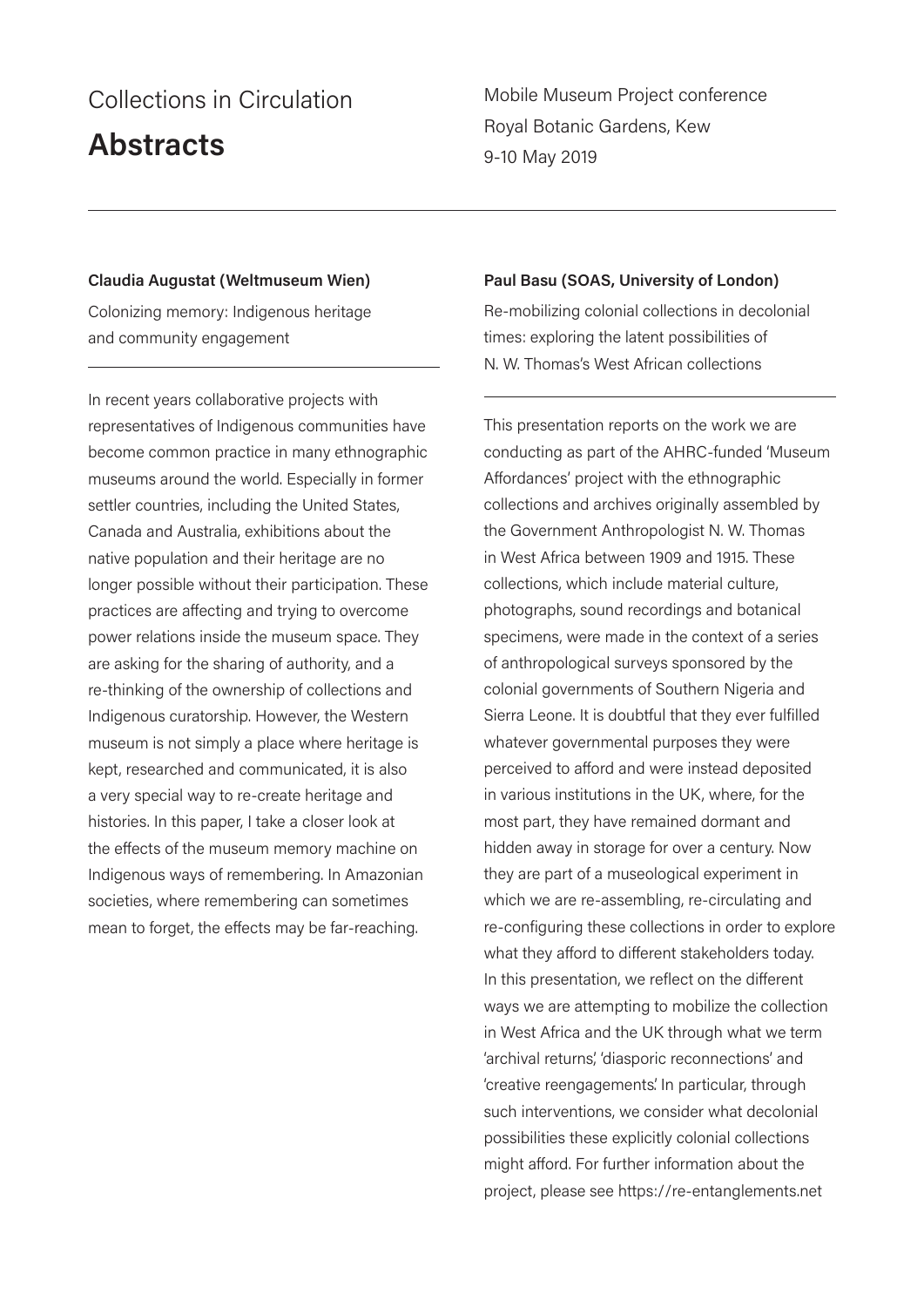# Collections in Circulation

## Abstracts

Mobile Museum Project conference
Royal Botanic Gardens, Kew
9-10 May 2019

---

**Claudia Augustat (Weltmuseum Wien)**

Colonizing memory: Indigenous heritage and community engagement

In recent years collaborative projects with representatives of Indigenous communities have become common practice in many ethnographic museums around the world. Especially in former settler countries, including the United States, Canada and Australia, exhibitions about the native population and their heritage are no longer possible without their participation. These practices are affecting and trying to overcome power relations inside the museum space. They are asking for the sharing of authority, and a re-thinking of the ownership of collections and Indigenous curatorship. However, the Western museum is not simply a place where heritage is kept, researched and communicated, it is also a very special way to re-create heritage and histories. In this paper, I take a closer look at the effects of the museum memory machine on Indigenous ways of remembering. In Amazonian societies, where remembering can sometimes mean to forget, the effects may be far-reaching.

**Paul Basu (SOAS, University of London)**

Re-mobilizing colonial collections in decolonial times: exploring the latent possibilities of N. W. Thomas's West African collections

This presentation reports on the work we are conducting as part of the AHRC-funded 'Museum Affordances' project with the ethnographic collections and archives originally assembled by the Government Anthropologist N. W. Thomas in West Africa between 1909 and 1915. These collections, which include material culture, photographs, sound recordings and botanical specimens, were made in the context of a series of anthropological surveys sponsored by the colonial governments of Southern Nigeria and Sierra Leone. It is doubtful that they ever fulfilled whatever governmental purposes they were perceived to afford and were instead deposited in various institutions in the UK, where, for the most part, they have remained dormant and hidden away in storage for over a century. Now they are part of a museological experiment in which we are re-assembling, re-circulating and re-configuring these collections in order to explore what they afford to different stakeholders today. In this presentation, we reflect on the different ways we are attempting to mobilize the collection in West Africa and the UK through what we term 'archival returns', 'diasporic reconnections' and 'creative reengagements'. In particular, through such interventions, we consider what decolonial possibilities these explicitly colonial collections might afford. For further information about the project, please see https://re-entanglements.net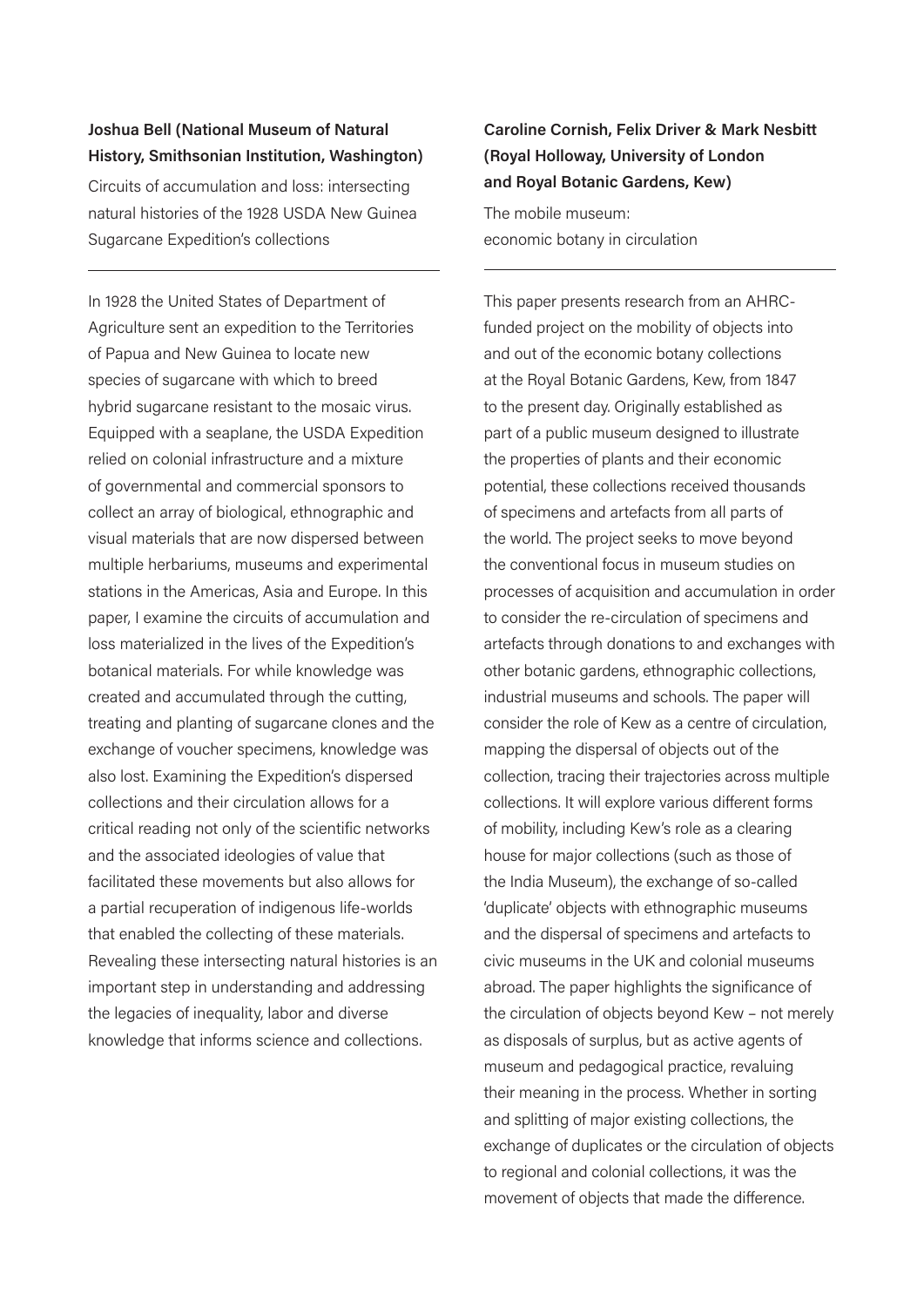**Joshua Bell (National Museum of Natural History, Smithsonian Institution, Washington)**

Circuits of accumulation and loss: intersecting natural histories of the 1928 USDA New Guinea Sugarcane Expedition's collections

---

In 1928 the United States of Department of Agriculture sent an expedition to the Territories of Papua and New Guinea to locate new species of sugarcane with which to breed hybrid sugarcane resistant to the mosaic virus. Equipped with a seaplane, the USDA Expedition relied on colonial infrastructure and a mixture of governmental and commercial sponsors to collect an array of biological, ethnographic and visual materials that are now dispersed between multiple herbariums, museums and experimental stations in the Americas, Asia and Europe. In this paper, I examine the circuits of accumulation and loss materialized in the lives of the Expedition's botanical materials. For while knowledge was created and accumulated through the cutting, treating and planting of sugarcane clones and the exchange of voucher specimens, knowledge was also lost. Examining the Expedition's dispersed collections and their circulation allows for a critical reading not only of the scientific networks and the associated ideologies of value that facilitated these movements but also allows for a partial recuperation of indigenous life-worlds that enabled the collecting of these materials. Revealing these intersecting natural histories is an important step in understanding and addressing the legacies of inequality, labor and diverse knowledge that informs science and collections.

**Caroline Cornish, Felix Driver & Mark Nesbitt (Royal Holloway, University of London and Royal Botanic Gardens, Kew)**

The mobile museum:
economic botany in circulation

---

This paper presents research from an AHRC-funded project on the mobility of objects into and out of the economic botany collections at the Royal Botanic Gardens, Kew, from 1847 to the present day. Originally established as part of a public museum designed to illustrate the properties of plants and their economic potential, these collections received thousands of specimens and artefacts from all parts of the world. The project seeks to move beyond the conventional focus in museum studies on processes of acquisition and accumulation in order to consider the re-circulation of specimens and artefacts through donations to and exchanges with other botanic gardens, ethnographic collections, industrial museums and schools. The paper will consider the role of Kew as a centre of circulation, mapping the dispersal of objects out of the collection, tracing their trajectories across multiple collections. It will explore various different forms of mobility, including Kew's role as a clearing house for major collections (such as those of the India Museum), the exchange of so-called 'duplicate' objects with ethnographic museums and the dispersal of specimens and artefacts to civic museums in the UK and colonial museums abroad. The paper highlights the significance of the circulation of objects beyond Kew – not merely as disposals of surplus, but as active agents of museum and pedagogical practice, revaluing their meaning in the process. Whether in sorting and splitting of major existing collections, the exchange of duplicates or the circulation of objects to regional and colonial collections, it was the movement of objects that made the difference.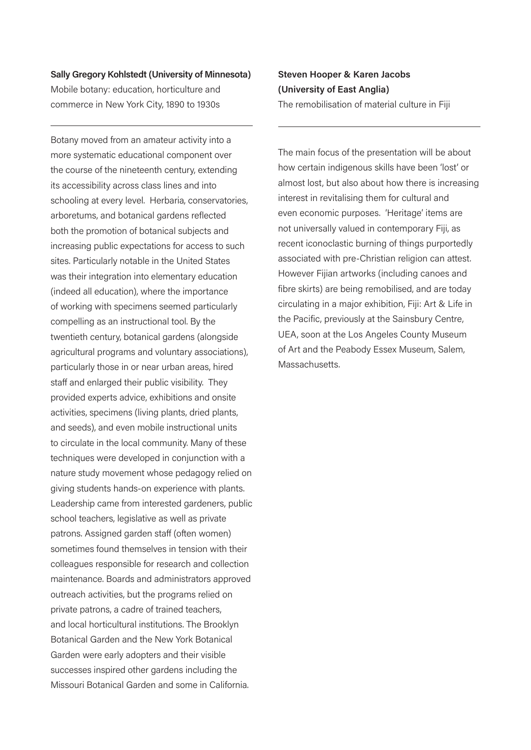**Sally Gregory Kohlstedt (University of Minnesota)**
Mobile botany: education, horticulture and commerce in New York City, 1890 to 1930s

Botany moved from an amateur activity into a more systematic educational component over the course of the nineteenth century, extending its accessibility across class lines and into schooling at every level. Herbaria, conservatories, arboretums, and botanical gardens reflected both the promotion of botanical subjects and increasing public expectations for access to such sites. Particularly notable in the United States was their integration into elementary education (indeed all education), where the importance of working with specimens seemed particularly compelling as an instructional tool. By the twentieth century, botanical gardens (alongside agricultural programs and voluntary associations), particularly those in or near urban areas, hired staff and enlarged their public visibility. They provided experts advice, exhibitions and onsite activities, specimens (living plants, dried plants, and seeds), and even mobile instructional units to circulate in the local community. Many of these techniques were developed in conjunction with a nature study movement whose pedagogy relied on giving students hands-on experience with plants. Leadership came from interested gardeners, public school teachers, legislative as well as private patrons. Assigned garden staff (often women) sometimes found themselves in tension with their colleagues responsible for research and collection maintenance. Boards and administrators approved outreach activities, but the programs relied on private patrons, a cadre of trained teachers, and local horticultural institutions. The Brooklyn Botanical Garden and the New York Botanical Garden were early adopters and their visible successes inspired other gardens including the Missouri Botanical Garden and some in California.

**Steven Hooper & Karen Jacobs (University of East Anglia)**
The remobilisation of material culture in Fiji

The main focus of the presentation will be about how certain indigenous skills have been 'lost' or almost lost, but also about how there is increasing interest in revitalising them for cultural and even economic purposes. 'Heritage' items are not universally valued in contemporary Fiji, as recent iconoclastic burning of things purportedly associated with pre-Christian religion can attest. However Fijian artworks (including canoes and fibre skirts) are being remobilised, and are today circulating in a major exhibition, Fiji: Art & Life in the Pacific, previously at the Sainsbury Centre, UEA, soon at the Los Angeles County Museum of Art and the Peabody Essex Museum, Salem, Massachusetts.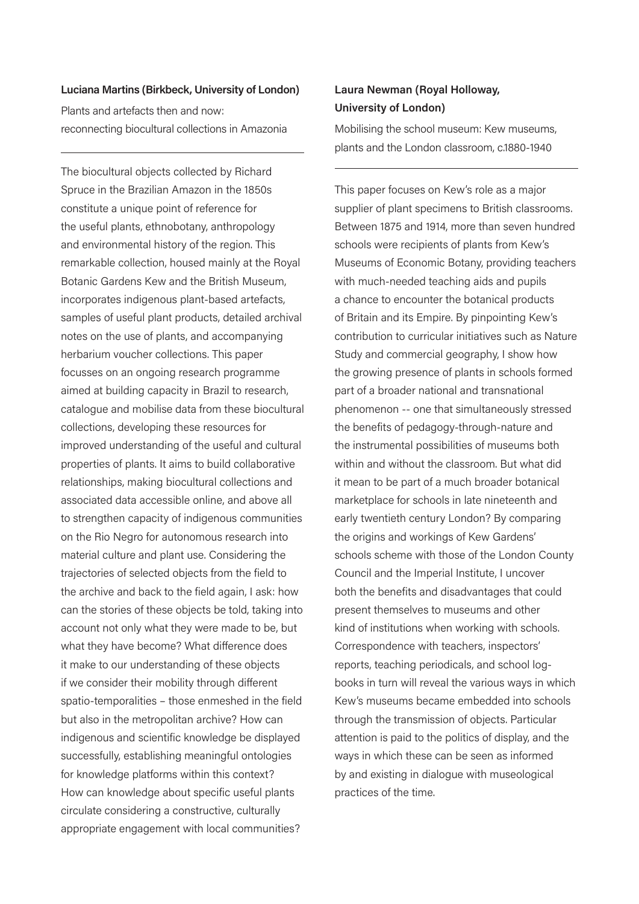**Luciana Martins (Birkbeck, University of London)**

Plants and artefacts then and now: reconnecting biocultural collections in Amazonia

---

The biocultural objects collected by Richard Spruce in the Brazilian Amazon in the 1850s constitute a unique point of reference for the useful plants, ethnobotany, anthropology and environmental history of the region. This remarkable collection, housed mainly at the Royal Botanic Gardens Kew and the British Museum, incorporates indigenous plant-based artefacts, samples of useful plant products, detailed archival notes on the use of plants, and accompanying herbarium voucher collections. This paper focusses on an ongoing research programme aimed at building capacity in Brazil to research, catalogue and mobilise data from these biocultural collections, developing these resources for improved understanding of the useful and cultural properties of plants. It aims to build collaborative relationships, making biocultural collections and associated data accessible online, and above all to strengthen capacity of indigenous communities on the Rio Negro for autonomous research into material culture and plant use. Considering the trajectories of selected objects from the field to the archive and back to the field again, I ask: how can the stories of these objects be told, taking into account not only what they were made to be, but what they have become? What difference does it make to our understanding of these objects if we consider their mobility through different spatio-temporalities – those enmeshed in the field but also in the metropolitan archive? How can indigenous and scientific knowledge be displayed successfully, establishing meaningful ontologies for knowledge platforms within this context? How can knowledge about specific useful plants circulate considering a constructive, culturally appropriate engagement with local communities?

**Laura Newman (Royal Holloway, University of London)**

Mobilising the school museum: Kew museums, plants and the London classroom, c.1880-1940

---

This paper focuses on Kew's role as a major supplier of plant specimens to British classrooms. Between 1875 and 1914, more than seven hundred schools were recipients of plants from Kew's Museums of Economic Botany, providing teachers with much-needed teaching aids and pupils a chance to encounter the botanical products of Britain and its Empire. By pinpointing Kew's contribution to curricular initiatives such as Nature Study and commercial geography, I show how the growing presence of plants in schools formed part of a broader national and transnational phenomenon -- one that simultaneously stressed the benefits of pedagogy-through-nature and the instrumental possibilities of museums both within and without the classroom. But what did it mean to be part of a much broader botanical marketplace for schools in late nineteenth and early twentieth century London? By comparing the origins and workings of Kew Gardens' schools scheme with those of the London County Council and the Imperial Institute, I uncover both the benefits and disadvantages that could present themselves to museums and other kind of institutions when working with schools. Correspondence with teachers, inspectors' reports, teaching periodicals, and school log-books in turn will reveal the various ways in which Kew's museums became embedded into schools through the transmission of objects. Particular attention is paid to the politics of display, and the ways in which these can be seen as informed by and existing in dialogue with museological practices of the time.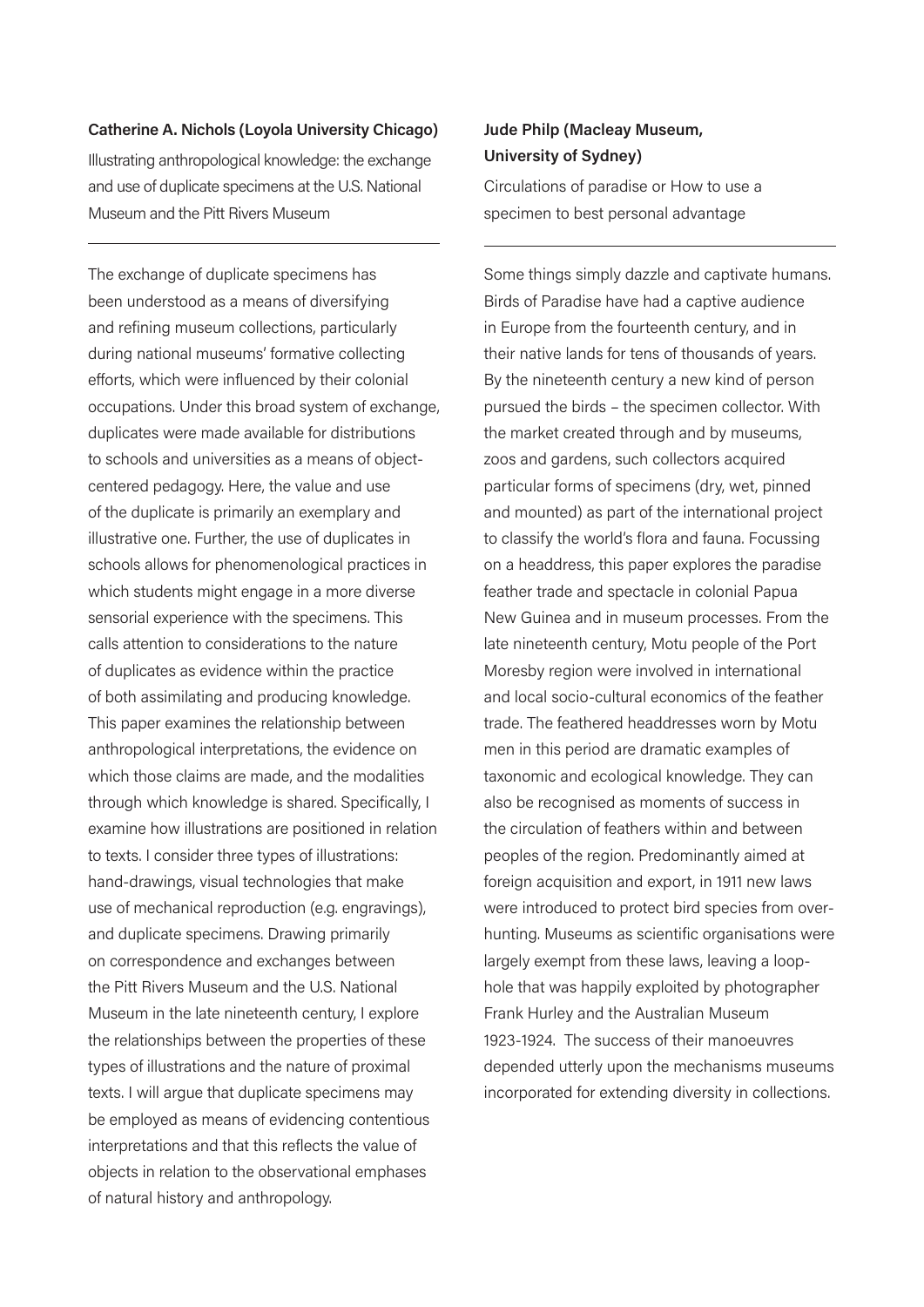**Catherine A. Nichols (Loyola University Chicago)**

Illustrating anthropological knowledge: the exchange and use of duplicate specimens at the U.S. National Museum and the Pitt Rivers Museum

---

The exchange of duplicate specimens has been understood as a means of diversifying and refining museum collections, particularly during national museums' formative collecting efforts, which were influenced by their colonial occupations. Under this broad system of exchange, duplicates were made available for distributions to schools and universities as a means of object-centered pedagogy. Here, the value and use of the duplicate is primarily an exemplary and illustrative one. Further, the use of duplicates in schools allows for phenomenological practices in which students might engage in a more diverse sensorial experience with the specimens. This calls attention to considerations to the nature of duplicates as evidence within the practice of both assimilating and producing knowledge. This paper examines the relationship between anthropological interpretations, the evidence on which those claims are made, and the modalities through which knowledge is shared. Specifically, I examine how illustrations are positioned in relation to texts. I consider three types of illustrations: hand-drawings, visual technologies that make use of mechanical reproduction (e.g. engravings), and duplicate specimens. Drawing primarily on correspondence and exchanges between the Pitt Rivers Museum and the U.S. National Museum in the late nineteenth century, I explore the relationships between the properties of these types of illustrations and the nature of proximal texts. I will argue that duplicate specimens may be employed as means of evidencing contentious interpretations and that this reflects the value of objects in relation to the observational emphases of natural history and anthropology.

**Jude Philp (Macleay Museum, University of Sydney)**

Circulations of paradise or How to use a specimen to best personal advantage

---

Some things simply dazzle and captivate humans. Birds of Paradise have had a captive audience in Europe from the fourteenth century, and in their native lands for tens of thousands of years. By the nineteenth century a new kind of person pursued the birds – the specimen collector. With the market created through and by museums, zoos and gardens, such collectors acquired particular forms of specimens (dry, wet, pinned and mounted) as part of the international project to classify the world's flora and fauna. Focussing on a headdress, this paper explores the paradise feather trade and spectacle in colonial Papua New Guinea and in museum processes. From the late nineteenth century, Motu people of the Port Moresby region were involved in international and local socio-cultural economics of the feather trade. The feathered headdresses worn by Motu men in this period are dramatic examples of taxonomic and ecological knowledge. They can also be recognised as moments of success in the circulation of feathers within and between peoples of the region. Predominantly aimed at foreign acquisition and export, in 1911 new laws were introduced to protect bird species from over-hunting. Museums as scientific organisations were largely exempt from these laws, leaving a loop-hole that was happily exploited by photographer Frank Hurley and the Australian Museum 1923-1924. The success of their manoeuvres depended utterly upon the mechanisms museums incorporated for extending diversity in collections.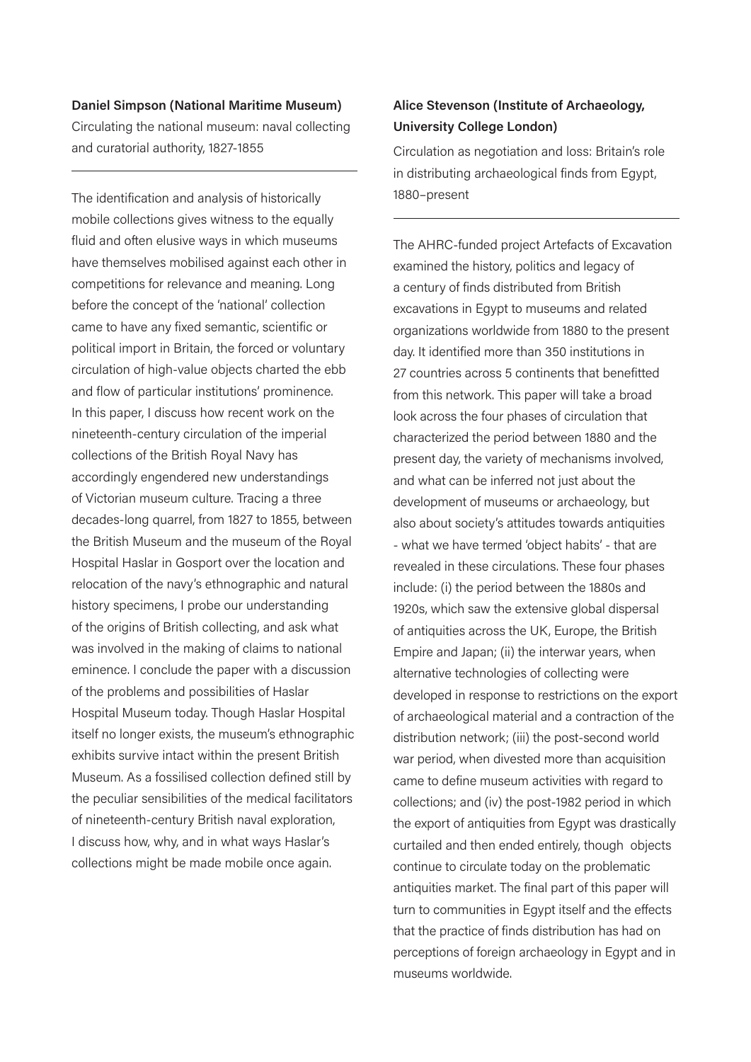**Daniel Simpson (National Maritime Museum)**

Circulating the national museum: naval collecting and curatorial authority, 1827-1855

---

The identification and analysis of historically mobile collections gives witness to the equally fluid and often elusive ways in which museums have themselves mobilised against each other in competitions for relevance and meaning. Long before the concept of the 'national' collection came to have any fixed semantic, scientific or political import in Britain, the forced or voluntary circulation of high-value objects charted the ebb and flow of particular institutions' prominence. In this paper, I discuss how recent work on the nineteenth-century circulation of the imperial collections of the British Royal Navy has accordingly engendered new understandings of Victorian museum culture. Tracing a three decades-long quarrel, from 1827 to 1855, between the British Museum and the museum of the Royal Hospital Haslar in Gosport over the location and relocation of the navy's ethnographic and natural history specimens, I probe our understanding of the origins of British collecting, and ask what was involved in the making of claims to national eminence. I conclude the paper with a discussion of the problems and possibilities of Haslar Hospital Museum today. Though Haslar Hospital itself no longer exists, the museum's ethnographic exhibits survive intact within the present British Museum. As a fossilised collection defined still by the peculiar sensibilities of the medical facilitators of nineteenth-century British naval exploration, I discuss how, why, and in what ways Haslar's collections might be made mobile once again.

**Alice Stevenson (Institute of Archaeology, University College London)**

Circulation as negotiation and loss: Britain's role in distributing archaeological finds from Egypt, 1880–present

---

The AHRC-funded project Artefacts of Excavation examined the history, politics and legacy of a century of finds distributed from British excavations in Egypt to museums and related organizations worldwide from 1880 to the present day. It identified more than 350 institutions in 27 countries across 5 continents that benefitted from this network. This paper will take a broad look across the four phases of circulation that characterized the period between 1880 and the present day, the variety of mechanisms involved, and what can be inferred not just about the development of museums or archaeology, but also about society's attitudes towards antiquities - what we have termed 'object habits' - that are revealed in these circulations. These four phases include: (i) the period between the 1880s and 1920s, which saw the extensive global dispersal of antiquities across the UK, Europe, the British Empire and Japan; (ii) the interwar years, when alternative technologies of collecting were developed in response to restrictions on the export of archaeological material and a contraction of the distribution network; (iii) the post-second world war period, when divested more than acquisition came to define museum activities with regard to collections; and (iv) the post-1982 period in which the export of antiquities from Egypt was drastically curtailed and then ended entirely, though objects continue to circulate today on the problematic antiquities market. The final part of this paper will turn to communities in Egypt itself and the effects that the practice of finds distribution has had on perceptions of foreign archaeology in Egypt and in museums worldwide.